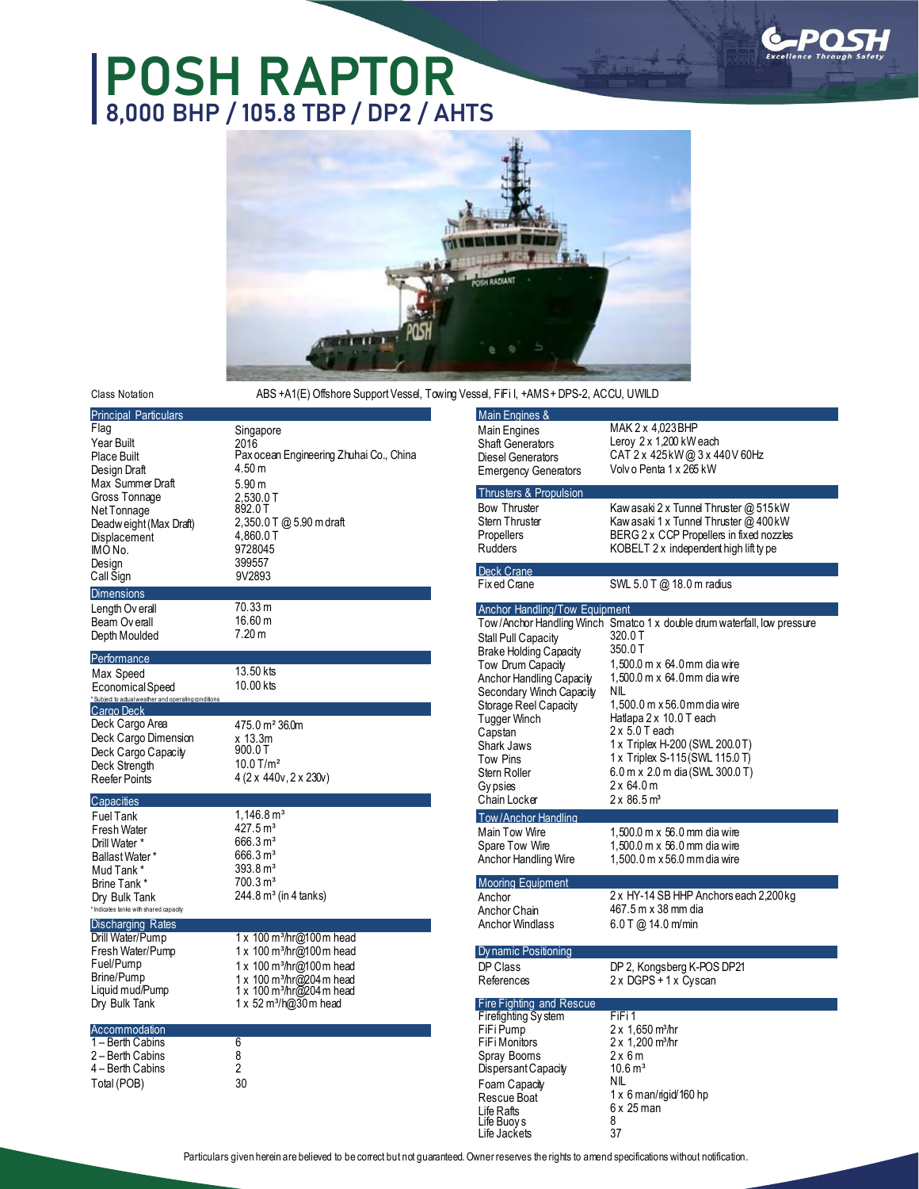# POSH RAPTOR

## 8,000 BHP / 105.8 TBP / DP2 / AHTS

Class Notation: ABS +A1(E) Offshore Support Vessel, Towing Vessel, FiFi I, +AMS + DPS-2, ACCU, UWILD

### Principal Particulars

| | |
|---|---|
| Flag | Singapore |
| Year Built | 2016 |
| Place Built | Pax ocean Engineering Zhuhai Co., China |
| Design Draft | 4.50 m |
| Max Summer Draft | 5.90 m |
| Gross Tonnage | 2,530.0 T |
| Net Tonnage | 892.0 T |
| Deadweight (Max Draft) | 2,350.0 T @ 5.90 m draft |
| Displacement | 4,860.0 T |
| IMO No. | 9728045 |
| Design | 399557 |
| Call Sign | 9V2893 |

### Dimensions

| | |
|---|---|
| Length Overall | 70.33 m |
| Beam Overall | 16.60 m |
| Depth Moulded | 7.20 m |

### Performance

| | |
|---|---|
| Max Speed | 13.50 kts |
| Economical Speed | 10.00 kts |

* Subject to actual weather and operating conditions

### Cargo Deck

| | |
|---|---|
| Deck Cargo Area | 475.0 m² 36.0m |
| Deck Cargo Dimension | x 13.3m |
| Deck Cargo Capacity | 900.0 T |
| Deck Strength | 10.0 T/m² |
| Reefer Points | 4 (2 x 440v, 2 x 230v) |

### Capacities

| | |
|---|---|
| Fuel Tank | 1,146.8 m³ |
| Fresh Water | 427.5 m³ |
| Drill Water * | 666.3 m³ |
| Ballast Water * | 666.3 m³ |
| Mud Tank * | 393.8 m³ |
| Brine Tank * | 700.3 m³ |
| Dry Bulk Tank | 244.8 m³ (in 4 tanks) |

* Indicates tanks with shared capacity

### Discharging Rates

| | |
|---|---|
| Drill Water/Pump | 1 x 100 m³/hr@100 m head |
| Fresh Water/Pump | 1 x 100 m³/hr@100 m head |
| Fuel/Pump | 1 x 100 m³/hr@100 m head |
| Brine/Pump | 1 x 100 m³/hr@204 m head |
| Liquid mud/Pump | 1 x 100 m³/hr@204 m head |
| Dry Bulk Tank | 1 x 52 m³/h@30 m head |

### Accommodation

| | |
|---|---|
| 1 – Berth Cabins | 6 |
| 2 – Berth Cabins | 8 |
| 4 – Berth Cabins | 2 |
| Total (POB) | 30 |

### Main Engines &

| | |
|---|---|
| Main Engines | MAK 2 x 4,023 BHP |
| Shaft Generators | Leroy 2 x 1,200 kW each |
| Diesel Generators | CAT 2 x 425 kW @ 3 x 440 V 60Hz |
| Emergency Generators | Volvo Penta 1 x 265 kW |

### Thrusters & Propulsion

| | |
|---|---|
| Bow Thruster | Kawasaki 2 x Tunnel Thruster @ 515 kW |
| Stern Thruster | Kawasaki 1 x Tunnel Thruster @ 400 kW |
| Propellers | BERG 2 x CCP Propellers in fixed nozzles |
| Rudders | KOBELT 2 x independent high lift type |

### Deck Crane

| | |
|---|---|
| Fixed Crane | SWL 5.0 T @ 18.0 m radius |

### Anchor Handling/Tow Equipment

| | |
|---|---|
| Tow/Anchor Handling Winch | Smatco 1 x double drum waterfall, low pressure |
| Stall Pull Capacity | 320.0 T |
| Brake Holding Capacity | 350.0 T |
| Tow Drum Capacity | 1,500.0 m x 64.0 mm dia wire |
| Anchor Handling Capacity | 1,500.0 m x 64.0 mm dia wire |
| Secondary Winch Capacity | NIL |
| Storage Reel Capacity | 1,500.0 m x 56.0 mm dia wire |
| Tugger Winch | Hatlapa 2 x 10.0 T each |
| Capstan | 2 x 5.0 T each |
| Shark Jaws | 1 x Triplex H-200 (SWL 200.0 T) |
| Tow Pins | 1 x Triplex S-115 (SWL 115.0 T) |
| Stern Roller | 6.0 m x 2.0 m dia (SWL 300.0 T) |
| Gypsies | 2 x 64.0 m |
| Chain Locker | 2 x 86.5 m³ |

### Tow/Anchor Handling

| | |
|---|---|
| Main Tow Wire | 1,500.0 m x 56.0 mm dia wire |
| Spare Tow Wire | 1,500.0 m x 56.0 mm dia wire |
| Anchor Handling Wire | 1,500.0 m x 56.0 mm dia wire |

### Mooring Equipment

| | |
|---|---|
| Anchor | 2 x HY-14 SB HHP Anchors each 2,200 kg |
| Anchor Chain | 467.5 m x 38 mm dia |
| Anchor Windlass | 6.0 T @ 14.0 m/min |

### Dynamic Positioning

| | |
|---|---|
| DP Class | DP 2, Kongsberg K-POS DP21 |
| References | 2 x DGPS + 1 x Cyscan |

### Fire Fighting and Rescue

| | |
|---|---|
| Firefighting System | FiFi 1 |
| FiFi Pump | 2 x 1,650 m³/hr |
| FiFi Monitors | 2 x 1,200 m³/hr |
| Spray Booms | 2 x 6 m |
| Dispersant Capacity | 10.6 m³ |
| Foam Capacity | NIL |
| Rescue Boat | 1 x 6 man/rigid/160 hp |
| Life Rafts | 6 x 25 man |
| Life Buoys | 8 |
| Life Jackets | 37 |

Particulars given herein are believed to be correct but not guaranteed. Owner reserves the rights to amend specifications without notification.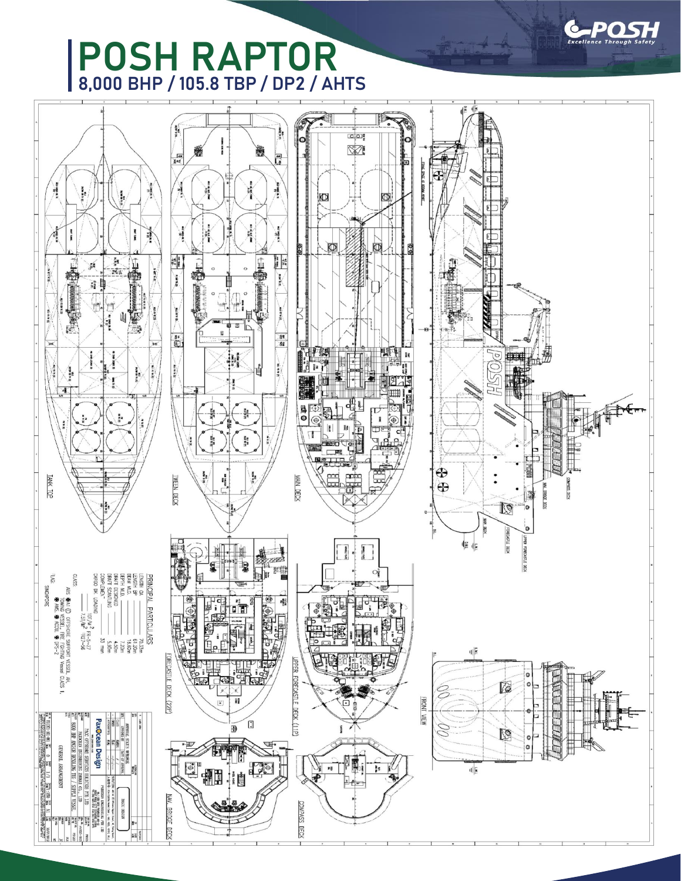# POSH RAPTOR

## 8,000 BHP / 105.8 TBP / DP2 / AHTS

TANK TOP

TWEEN DECK

MAIN DECK

FORECASTLE DECK (22P)

UPPER FORECASTLE DECK (11P)

NAV. BRIDGE DECK

COMPASS DECK

FRONT VIEW

PRINCIPAL PARTICULARS

| | | |
|---|---|---|
| LENGTH OA | ——— | 70.33m |
| LENGTH BP | ——— | 61.20m |
| BEAM MLD. | ——— | 16.60m |
| DEPTH MLD. | ——— | 7.20m |
| DRAFT DESIGNED | ——— | 4.80m |
| DRAFT SCANTLING | ——— | 5.80m |
| COMPLEMENT | ——— | 33 men |
| CARGO DK. LOADING | ——— | 10T/M² FR.5~27 / 7.5T/M² FR.27~56 |

CLASS: ABS ✠A1 Ⓔ OFFSHORE SUPPORT VESSEL, AH, TOWING VESSEL, FIRE FIGHTING Vessel CLASS 1, ✠ AMS, ✠ ACCU, ✠ DPS-2

FLAG: SINGAPORE

PaxOcean Design

PACC OFFSHORE SERVICES HOLDINGS PTE LTD

8000 BHP ANCHOR HANDLING TUG / SUPPLY VESSEL

GENERAL ARRANGEMENT